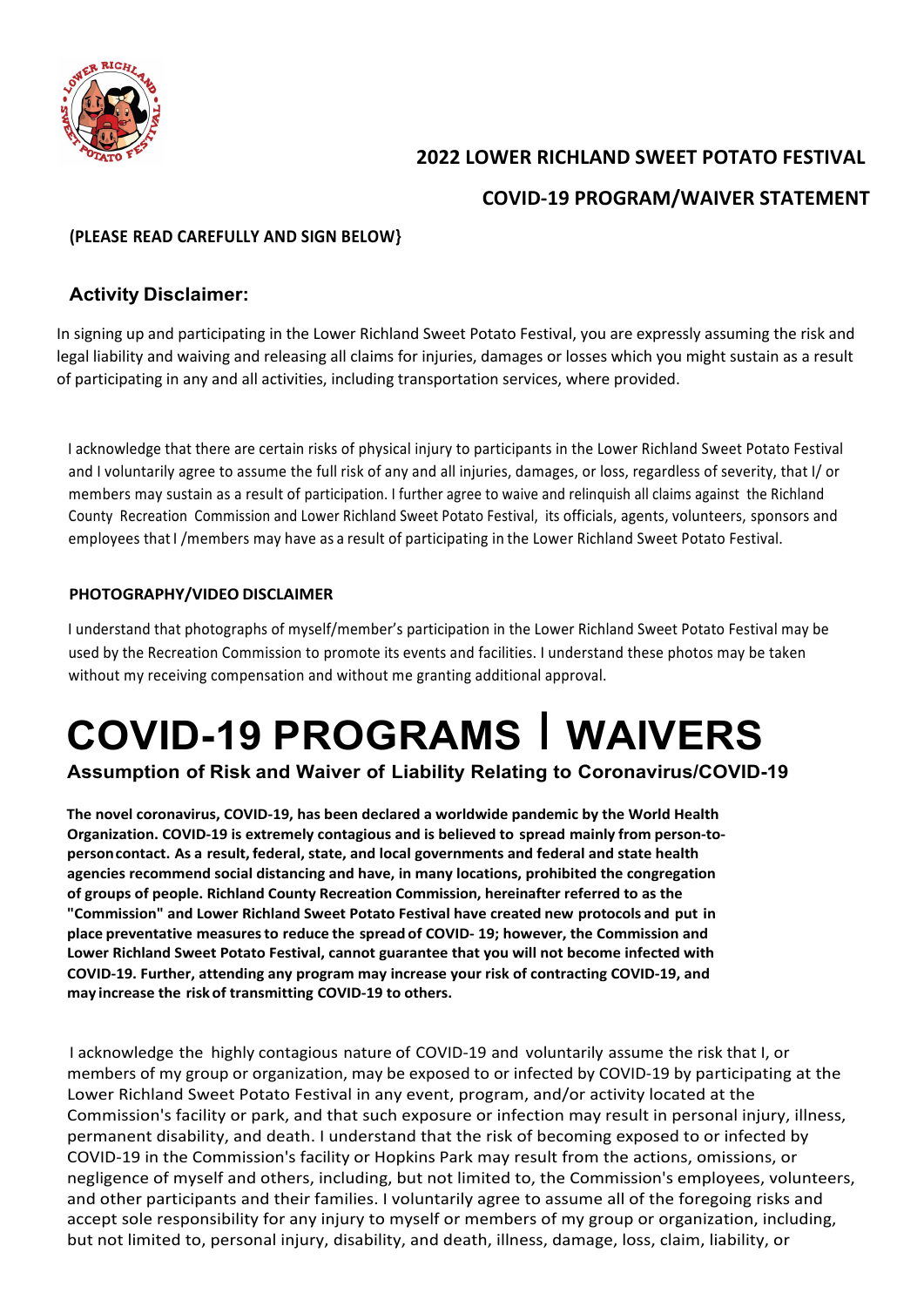## 2022 LOWER RICHLAND SWEET POTATO FESTIVAL

## COVID-19 PROGRAM/WAIVER STATEMENT

**(PLEASE READ CAREFULLY AND SIGN BELOW}**

### Activity Disclaimer:

In signing up and participating in the Lower Richland Sweet Potato Festival, you are expressly assuming the risk and legal liability and waiving and releasing all claims for injuries, damages or losses which you might sustain as a result of participating in any and all activities, including transportation services, where provided.

I acknowledge that there are certain risks of physical injury to participants in the Lower Richland Sweet Potato Festival and I voluntarily agree to assume the full risk of any and all injuries, damages, or loss, regardless of severity, that I/ or members may sustain as a result of participation. I further agree to waive and relinquish all claims against the Richland County Recreation Commission and Lower Richland Sweet Potato Festival, its officials, agents, volunteers, sponsors and employees that I /members may have as a result of participating in the Lower Richland Sweet Potato Festival.

**PHOTOGRAPHY/VIDEO DISCLAIMER**

I understand that photographs of myself/member's participation in the Lower Richland Sweet Potato Festival may be used by the Recreation Commission to promote its events and facilities. I understand these photos may be taken without my receiving compensation and without me granting additional approval.

# COVID-19 PROGRAMS | WAIVERS

### Assumption of Risk and Waiver of Liability Relating to Coronavirus/COVID-19

**The novel coronavirus, COVID-19, has been declared a worldwide pandemic by the World Health Organization. COVID-19 is extremely contagious and is believed to spread mainly from person-to-person contact. As a result, federal, state, and local governments and federal and state health agencies recommend social distancing and have, in many locations, prohibited the congregation of groups of people. Richland County Recreation Commission, hereinafter referred to as the "Commission" and Lower Richland Sweet Potato Festival have created new protocols and put in place preventative measures to reduce the spread of COVID- 19; however, the Commission and Lower Richland Sweet Potato Festival, cannot guarantee that you will not become infected with COVID-19. Further, attending any program may increase your risk of contracting COVID-19, and may increase the risk of transmitting COVID-19 to others.**

I acknowledge the highly contagious nature of COVID-19 and voluntarily assume the risk that I, or members of my group or organization, may be exposed to or infected by COVID-19 by participating at the Lower Richland Sweet Potato Festival in any event, program, and/or activity located at the Commission's facility or park, and that such exposure or infection may result in personal injury, illness, permanent disability, and death. I understand that the risk of becoming exposed to or infected by COVID-19 in the Commission's facility or Hopkins Park may result from the actions, omissions, or negligence of myself and others, including, but not limited to, the Commission's employees, volunteers, and other participants and their families. I voluntarily agree to assume all of the foregoing risks and accept sole responsibility for any injury to myself or members of my group or organization, including, but not limited to, personal injury, disability, and death, illness, damage, loss, claim, liability, or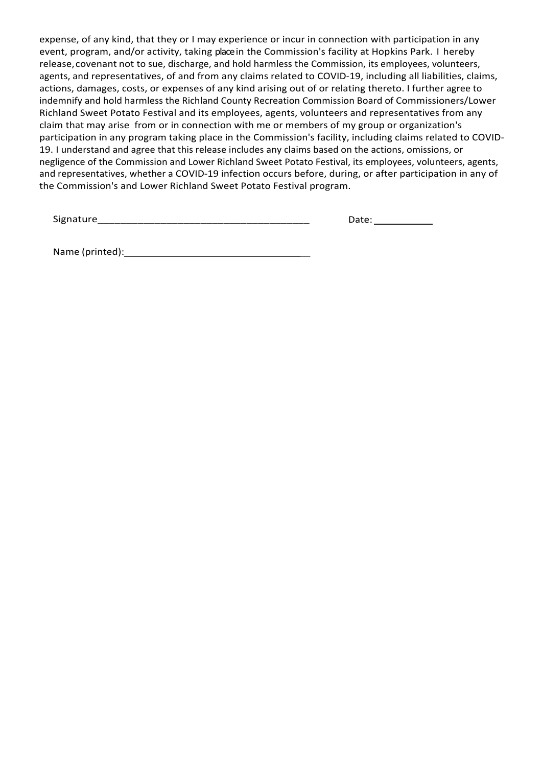expense, of any kind, that they or I may experience or incur in connection with participation in any event, program, and/or activity, taking place in the Commission's facility at Hopkins Park. I hereby release, covenant not to sue, discharge, and hold harmless the Commission, its employees, volunteers, agents, and representatives, of and from any claims related to COVID-19, including all liabilities, claims, actions, damages, costs, or expenses of any kind arising out of or relating thereto. I further agree to indemnify and hold harmless the Richland County Recreation Commission Board of Commissioners/Lower Richland Sweet Potato Festival and its employees, agents, volunteers and representatives from any claim that may arise from or in connection with me or members of my group or organization's participation in any program taking place in the Commission's facility, including claims related to COVID-19. I understand and agree that this release includes any claims based on the actions, omissions, or negligence of the Commission and Lower Richland Sweet Potato Festival, its employees, volunteers, agents, and representatives, whether a COVID-19 infection occurs before, during, or after participation in any of the Commission's and Lower Richland Sweet Potato Festival program.

Signature_______________________________________ Date: ___________

Name (printed): _________________________________